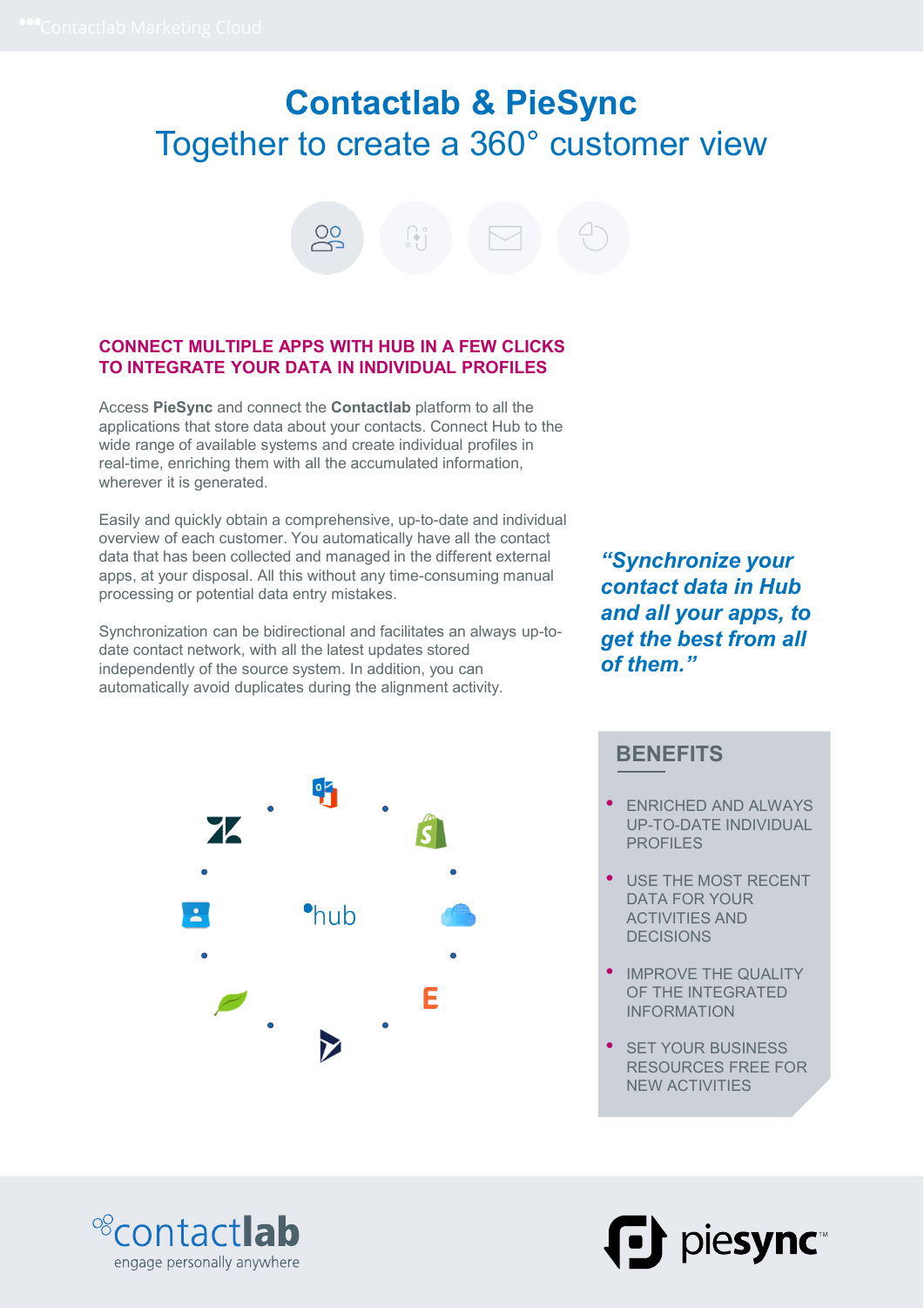# Contactlab & PieSync

## Together to create a 360° customer view

### CONNECT MULTIPLE APPS WITH HUB IN A FEW CLICKS TO INTEGRATE YOUR DATA IN INDIVIDUAL PROFILES

Access **PieSync** and connect the **Contactlab** platform to all the applications that store data about your contacts. Connect Hub to the wide range of available systems and create individual profiles in real-time, enriching them with all the accumulated information, wherever it is generated.

Easily and quickly obtain a comprehensive, up-to-date and individual overview of each customer. You automatically have all the contact data that has been collected and managed in the different external apps, at your disposal. All this without any time-consuming manual processing or potential data entry mistakes.

Synchronization can be bidirectional and facilitates an always up-to-date contact network, with all the latest updates stored independently of the source system. In addition, you can automatically avoid duplicates during the alignment activity.

***"Synchronize your contact data in Hub and all your apps, to get the best from all of them."***

hub

### BENEFITS

- ENRICHED AND ALWAYS UP-TO-DATE INDIVIDUAL PROFILES
- USE THE MOST RECENT DATA FOR YOUR ACTIVITIES AND DECISIONS
- IMPROVE THE QUALITY OF THE INTEGRATED INFORMATION
- SET YOUR BUSINESS RESOURCES FREE FOR NEW ACTIVITIES

contactlab
engage personally anywhere

piesync™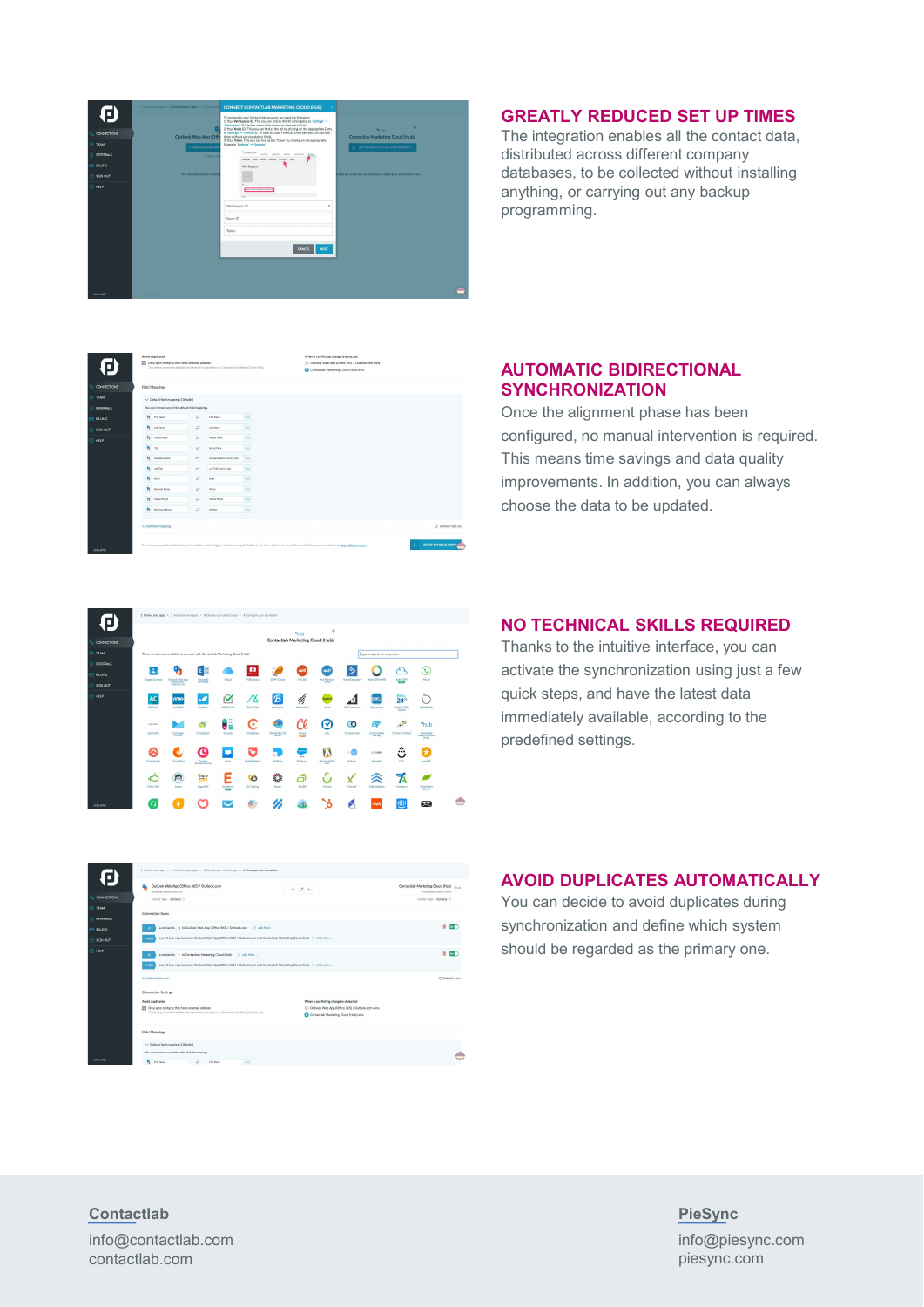## GREATLY REDUCED SET UP TIMES

The integration enables all the contact data, distributed across different company databases, to be collected without installing anything, or carrying out any backup programming.

## AUTOMATIC BIDIRECTIONAL SYNCHRONIZATION

Once the alignment phase has been configured, no manual intervention is required. This means time savings and data quality improvements. In addition, you can always choose the data to be updated.

## NO TECHNICAL SKILLS REQUIRED

Thanks to the intuitive interface, you can activate the synchronization using just a few quick steps, and have the latest data immediately available, according to the predefined settings.

## AVOID DUPLICATES AUTOMATICALLY

You can decide to avoid duplicates during synchronization and define which system should be regarded as the primary one.

**Contactlab**

info@contactlab.com
contactlab.com

**PieSync**

info@piesync.com
piesync.com